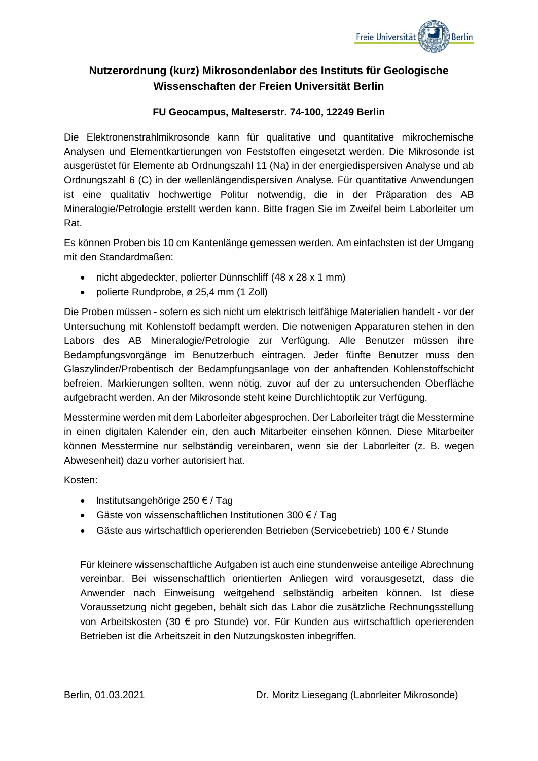# Nutzerordnung (kurz) Mikrosondenlabor des Instituts für Geologische Wissenschaften der Freien Universität Berlin

**FU Geocampus, Malteserstr. 74-100, 12249 Berlin**

Die Elektronenstrahlmikrosonde kann für qualitative und quantitative mikrochemische Analysen und Elementkartierungen von Feststoffen eingesetzt werden. Die Mikrosonde ist ausgerüstet für Elemente ab Ordnungszahl 11 (Na) in der energiedispersiven Analyse und ab Ordnungszahl 6 (C) in der wellenlängendispersiven Analyse. Für quantitative Anwendungen ist eine qualitativ hochwertige Politur notwendig, die in der Präparation des AB Mineralogie/Petrologie erstellt werden kann. Bitte fragen Sie im Zweifel beim Laborleiter um Rat.

Es können Proben bis 10 cm Kantenlänge gemessen werden. Am einfachsten ist der Umgang mit den Standardmaßen:

- nicht abgedeckter, polierter Dünnschliff (48 x 28 x 1 mm)
- polierte Rundprobe, ø 25,4 mm (1 Zoll)

Die Proben müssen - sofern es sich nicht um elektrisch leitfähige Materialien handelt - vor der Untersuchung mit Kohlenstoff bedampft werden. Die notwenigen Apparaturen stehen in den Labors des AB Mineralogie/Petrologie zur Verfügung. Alle Benutzer müssen ihre Bedampfungsvorgänge im Benutzerbuch eintragen. Jeder fünfte Benutzer muss den Glaszylinder/Probentisch der Bedampfungsanlage von der anhaftenden Kohlenstoffschicht befreien. Markierungen sollten, wenn nötig, zuvor auf der zu untersuchenden Oberfläche aufgebracht werden. An der Mikrosonde steht keine Durchlichtoptik zur Verfügung.

Messtermine werden mit dem Laborleiter abgesprochen. Der Laborleiter trägt die Messtermine in einen digitalen Kalender ein, den auch Mitarbeiter einsehen können. Diese Mitarbeiter können Messtermine nur selbständig vereinbaren, wenn sie der Laborleiter (z. B. wegen Abwesenheit) dazu vorher autorisiert hat.

Kosten:

- Institutsangehörige 250 € / Tag
- Gäste von wissenschaftlichen Institutionen 300 € / Tag
- Gäste aus wirtschaftlich operierenden Betrieben (Servicebetrieb) 100 € / Stunde

Für kleinere wissenschaftliche Aufgaben ist auch eine stundenweise anteilige Abrechnung vereinbar. Bei wissenschaftlich orientierten Anliegen wird vorausgesetzt, dass die Anwender nach Einweisung weitgehend selbständig arbeiten können. Ist diese Voraussetzung nicht gegeben, behält sich das Labor die zusätzliche Rechnungsstellung von Arbeitskosten (30 € pro Stunde) vor. Für Kunden aus wirtschaftlich operierenden Betrieben ist die Arbeitszeit in den Nutzungskosten inbegriffen.

Berlin, 01.03.2021 Dr. Moritz Liesegang (Laborleiter Mikrosonde)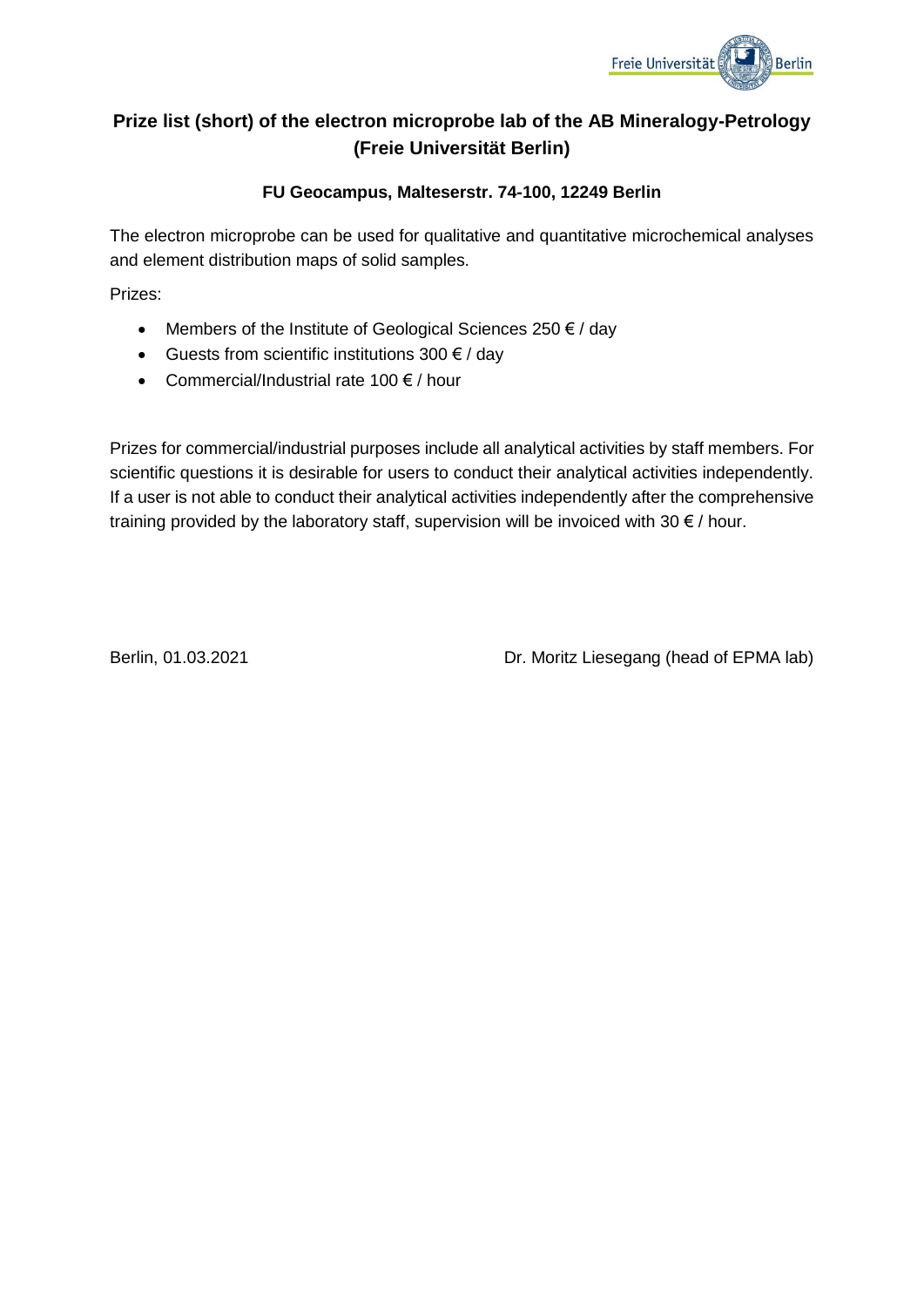# Prize list (short) of the electron microprobe lab of the AB Mineralogy-Petrology (Freie Universität Berlin)

**FU Geocampus, Malteserstr. 74-100, 12249 Berlin**

The electron microprobe can be used for qualitative and quantitative microchemical analyses and element distribution maps of solid samples.

Prizes:

- Members of the Institute of Geological Sciences 250 € / day
- Guests from scientific institutions 300 € / day
- Commercial/Industrial rate 100 € / hour

Prizes for commercial/industrial purposes include all analytical activities by staff members. For scientific questions it is desirable for users to conduct their analytical activities independently. If a user is not able to conduct their analytical activities independently after the comprehensive training provided by the laboratory staff, supervision will be invoiced with 30 € / hour.

Berlin, 01.03.2021

Dr. Moritz Liesegang (head of EPMA lab)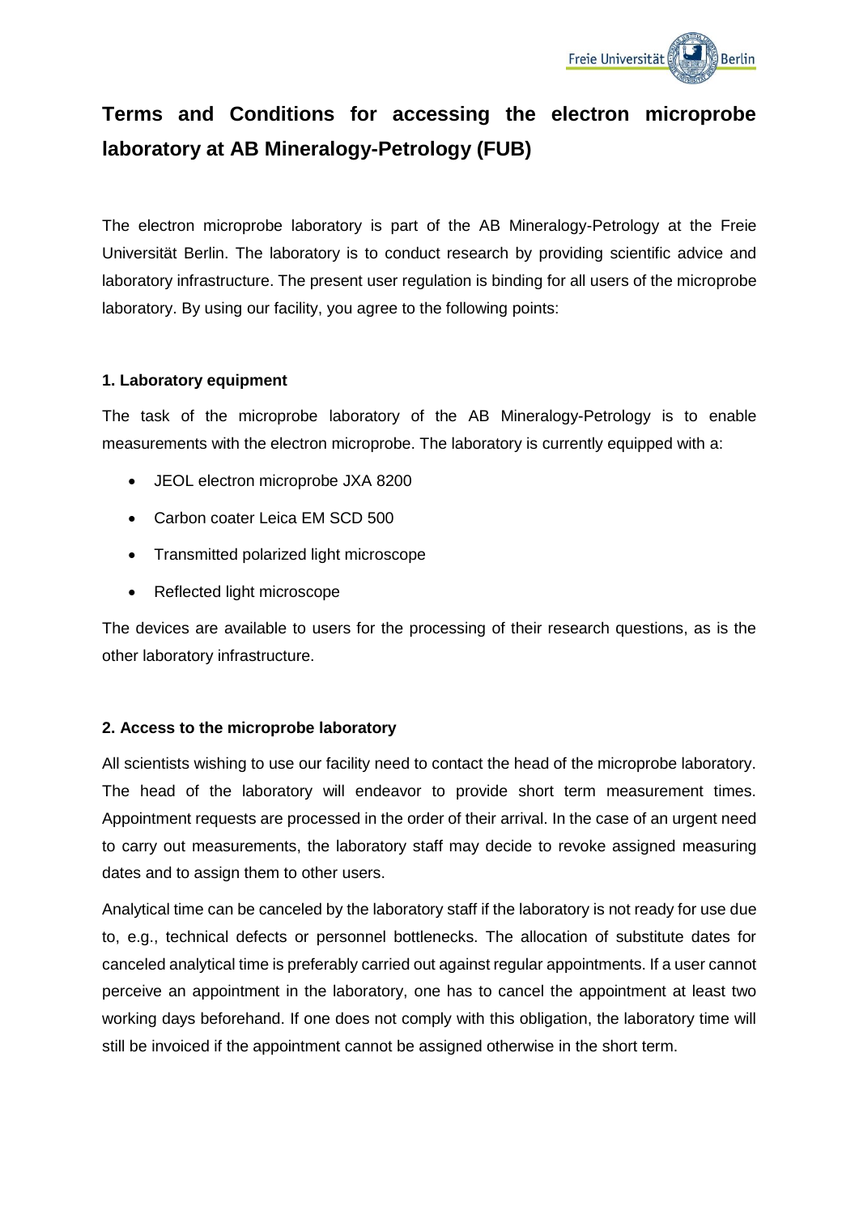# Terms and Conditions for accessing the electron microprobe laboratory at AB Mineralogy-Petrology (FUB)

The electron microprobe laboratory is part of the AB Mineralogy-Petrology at the Freie Universität Berlin. The laboratory is to conduct research by providing scientific advice and laboratory infrastructure. The present user regulation is binding for all users of the microprobe laboratory. By using our facility, you agree to the following points:

**1. Laboratory equipment**

The task of the microprobe laboratory of the AB Mineralogy-Petrology is to enable measurements with the electron microprobe. The laboratory is currently equipped with a:

- JEOL electron microprobe JXA 8200
- Carbon coater Leica EM SCD 500
- Transmitted polarized light microscope
- Reflected light microscope

The devices are available to users for the processing of their research questions, as is the other laboratory infrastructure.

**2. Access to the microprobe laboratory**

All scientists wishing to use our facility need to contact the head of the microprobe laboratory. The head of the laboratory will endeavor to provide short term measurement times. Appointment requests are processed in the order of their arrival. In the case of an urgent need to carry out measurements, the laboratory staff may decide to revoke assigned measuring dates and to assign them to other users.

Analytical time can be canceled by the laboratory staff if the laboratory is not ready for use due to, e.g., technical defects or personnel bottlenecks. The allocation of substitute dates for canceled analytical time is preferably carried out against regular appointments. If a user cannot perceive an appointment in the laboratory, one has to cancel the appointment at least two working days beforehand. If one does not comply with this obligation, the laboratory time will still be invoiced if the appointment cannot be assigned otherwise in the short term.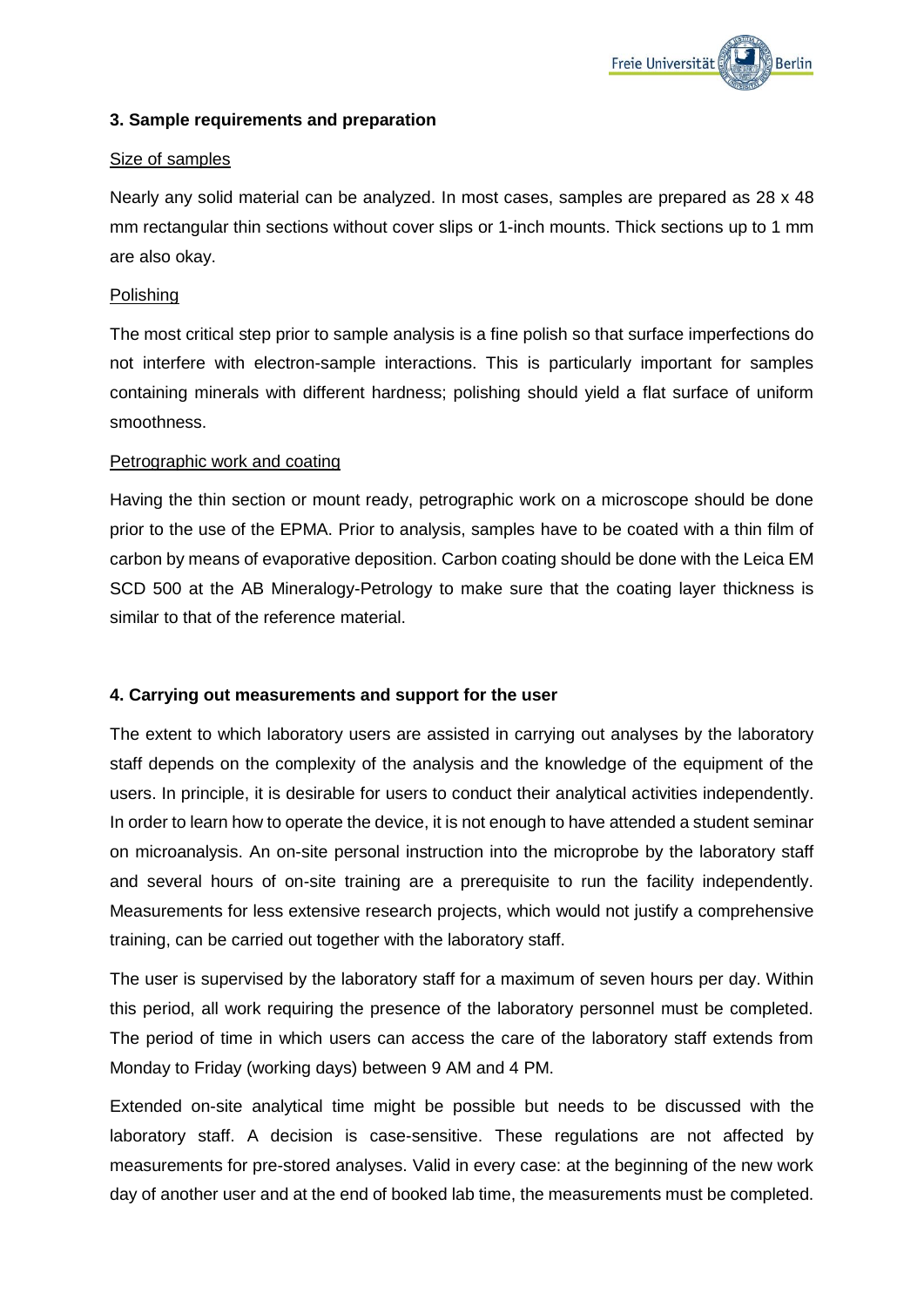### 3. Sample requirements and preparation

Size of samples

Nearly any solid material can be analyzed. In most cases, samples are prepared as 28 x 48 mm rectangular thin sections without cover slips or 1-inch mounts. Thick sections up to 1 mm are also okay.

Polishing

The most critical step prior to sample analysis is a fine polish so that surface imperfections do not interfere with electron-sample interactions. This is particularly important for samples containing minerals with different hardness; polishing should yield a flat surface of uniform smoothness.

Petrographic work and coating

Having the thin section or mount ready, petrographic work on a microscope should be done prior to the use of the EPMA. Prior to analysis, samples have to be coated with a thin film of carbon by means of evaporative deposition. Carbon coating should be done with the Leica EM SCD 500 at the AB Mineralogy-Petrology to make sure that the coating layer thickness is similar to that of the reference material.

### 4. Carrying out measurements and support for the user

The extent to which laboratory users are assisted in carrying out analyses by the laboratory staff depends on the complexity of the analysis and the knowledge of the equipment of the users. In principle, it is desirable for users to conduct their analytical activities independently. In order to learn how to operate the device, it is not enough to have attended a student seminar on microanalysis. An on-site personal instruction into the microprobe by the laboratory staff and several hours of on-site training are a prerequisite to run the facility independently. Measurements for less extensive research projects, which would not justify a comprehensive training, can be carried out together with the laboratory staff.

The user is supervised by the laboratory staff for a maximum of seven hours per day. Within this period, all work requiring the presence of the laboratory personnel must be completed. The period of time in which users can access the care of the laboratory staff extends from Monday to Friday (working days) between 9 AM and 4 PM.

Extended on-site analytical time might be possible but needs to be discussed with the laboratory staff. A decision is case-sensitive. These regulations are not affected by measurements for pre-stored analyses. Valid in every case: at the beginning of the new work day of another user and at the end of booked lab time, the measurements must be completed.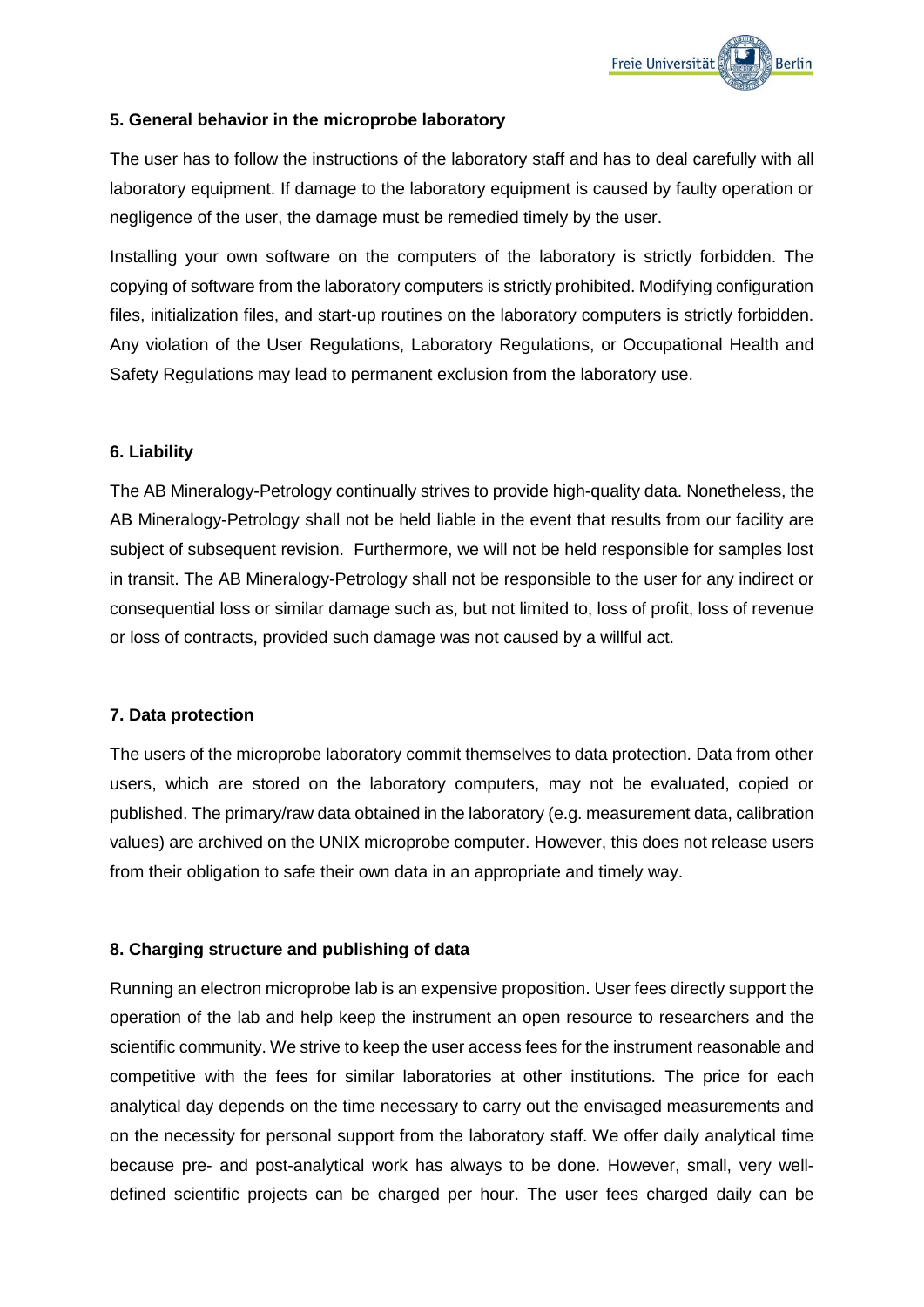### 5. General behavior in the microprobe laboratory

The user has to follow the instructions of the laboratory staff and has to deal carefully with all laboratory equipment. If damage to the laboratory equipment is caused by faulty operation or negligence of the user, the damage must be remedied timely by the user.

Installing your own software on the computers of the laboratory is strictly forbidden. The copying of software from the laboratory computers is strictly prohibited. Modifying configuration files, initialization files, and start-up routines on the laboratory computers is strictly forbidden. Any violation of the User Regulations, Laboratory Regulations, or Occupational Health and Safety Regulations may lead to permanent exclusion from the laboratory use.

### 6. Liability

The AB Mineralogy-Petrology continually strives to provide high-quality data. Nonetheless, the AB Mineralogy-Petrology shall not be held liable in the event that results from our facility are subject of subsequent revision. Furthermore, we will not be held responsible for samples lost in transit. The AB Mineralogy-Petrology shall not be responsible to the user for any indirect or consequential loss or similar damage such as, but not limited to, loss of profit, loss of revenue or loss of contracts, provided such damage was not caused by a willful act.

### 7. Data protection

The users of the microprobe laboratory commit themselves to data protection. Data from other users, which are stored on the laboratory computers, may not be evaluated, copied or published. The primary/raw data obtained in the laboratory (e.g. measurement data, calibration values) are archived on the UNIX microprobe computer. However, this does not release users from their obligation to safe their own data in an appropriate and timely way.

### 8. Charging structure and publishing of data

Running an electron microprobe lab is an expensive proposition. User fees directly support the operation of the lab and help keep the instrument an open resource to researchers and the scientific community. We strive to keep the user access fees for the instrument reasonable and competitive with the fees for similar laboratories at other institutions. The price for each analytical day depends on the time necessary to carry out the envisaged measurements and on the necessity for personal support from the laboratory staff. We offer daily analytical time because pre- and post-analytical work has always to be done. However, small, very well-defined scientific projects can be charged per hour. The user fees charged daily can be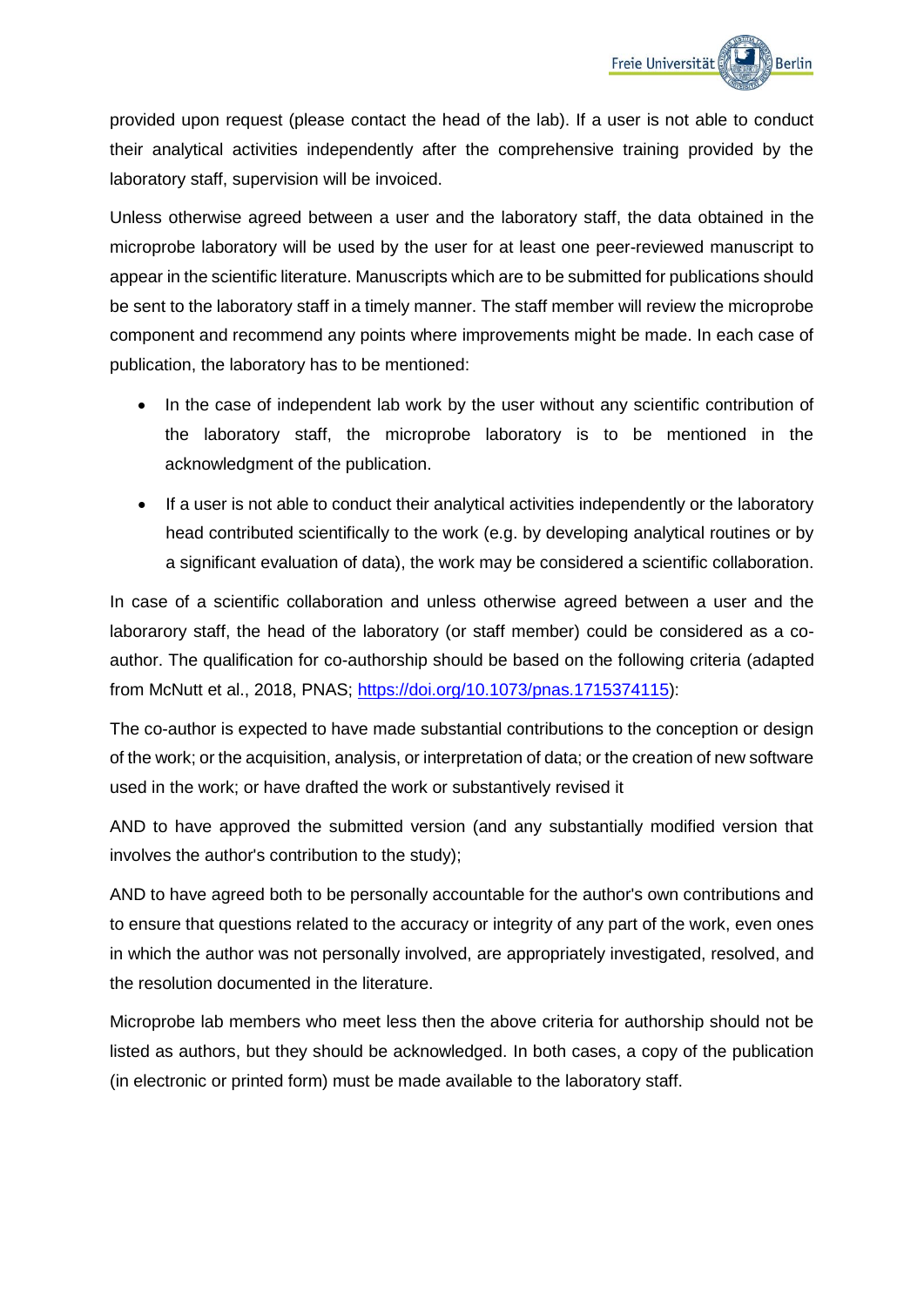provided upon request (please contact the head of the lab). If a user is not able to conduct their analytical activities independently after the comprehensive training provided by the laboratory staff, supervision will be invoiced.

Unless otherwise agreed between a user and the laboratory staff, the data obtained in the microprobe laboratory will be used by the user for at least one peer-reviewed manuscript to appear in the scientific literature. Manuscripts which are to be submitted for publications should be sent to the laboratory staff in a timely manner. The staff member will review the microprobe component and recommend any points where improvements might be made. In each case of publication, the laboratory has to be mentioned:

- In the case of independent lab work by the user without any scientific contribution of the laboratory staff, the microprobe laboratory is to be mentioned in the acknowledgment of the publication.
- If a user is not able to conduct their analytical activities independently or the laboratory head contributed scientifically to the work (e.g. by developing analytical routines or by a significant evaluation of data), the work may be considered a scientific collaboration.

In case of a scientific collaboration and unless otherwise agreed between a user and the laborarory staff, the head of the laboratory (or staff member) could be considered as a co-author. The qualification for co-authorship should be based on the following criteria (adapted from McNutt et al., 2018, PNAS; https://doi.org/10.1073/pnas.1715374115):

The co-author is expected to have made substantial contributions to the conception or design of the work; or the acquisition, analysis, or interpretation of data; or the creation of new software used in the work; or have drafted the work or substantively revised it

AND to have approved the submitted version (and any substantially modified version that involves the author's contribution to the study);

AND to have agreed both to be personally accountable for the author's own contributions and to ensure that questions related to the accuracy or integrity of any part of the work, even ones in which the author was not personally involved, are appropriately investigated, resolved, and the resolution documented in the literature.

Microprobe lab members who meet less then the above criteria for authorship should not be listed as authors, but they should be acknowledged. In both cases, a copy of the publication (in electronic or printed form) must be made available to the laboratory staff.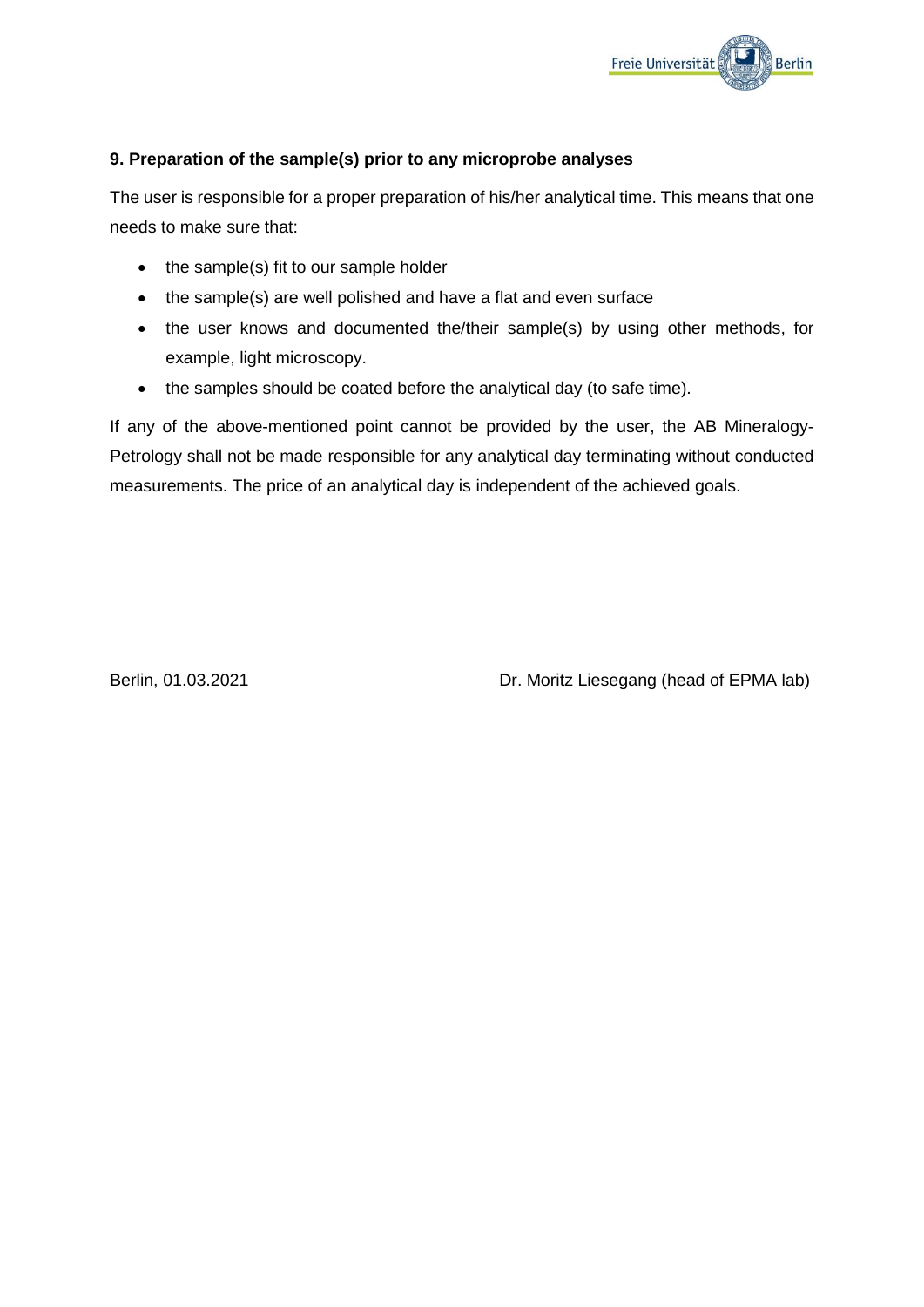### 9. Preparation of the sample(s) prior to any microprobe analyses

The user is responsible for a proper preparation of his/her analytical time. This means that one needs to make sure that:

- the sample(s) fit to our sample holder
- the sample(s) are well polished and have a flat and even surface
- the user knows and documented the/their sample(s) by using other methods, for example, light microscopy.
- the samples should be coated before the analytical day (to safe time).

If any of the above-mentioned point cannot be provided by the user, the AB Mineralogy-Petrology shall not be made responsible for any analytical day terminating without conducted measurements. The price of an analytical day is independent of the achieved goals.

Berlin, 01.03.2021 Dr. Moritz Liesegang (head of EPMA lab)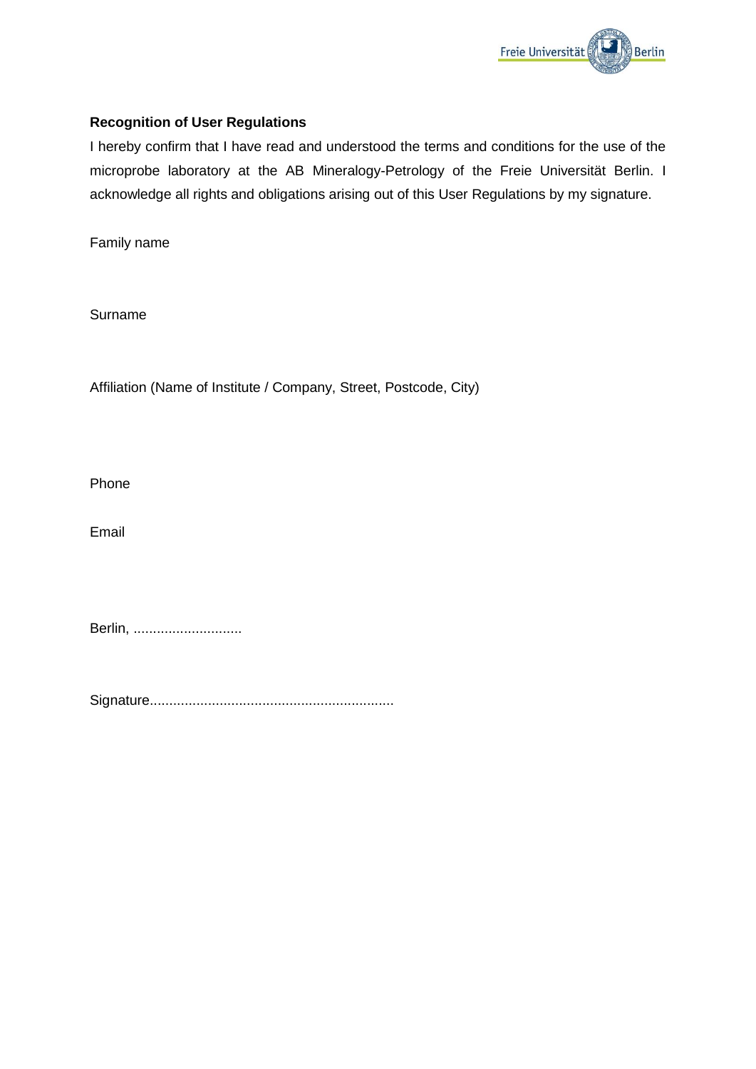**Recognition of User Regulations**

I hereby confirm that I have read and understood the terms and conditions for the use of the microprobe laboratory at the AB Mineralogy-Petrology of the Freie Universität Berlin. I acknowledge all rights and obligations arising out of this User Regulations by my signature.

Family name

Surname

Affiliation (Name of Institute / Company, Street, Postcode, City)

Phone

Email

Berlin, ............................

Signature..............................................................